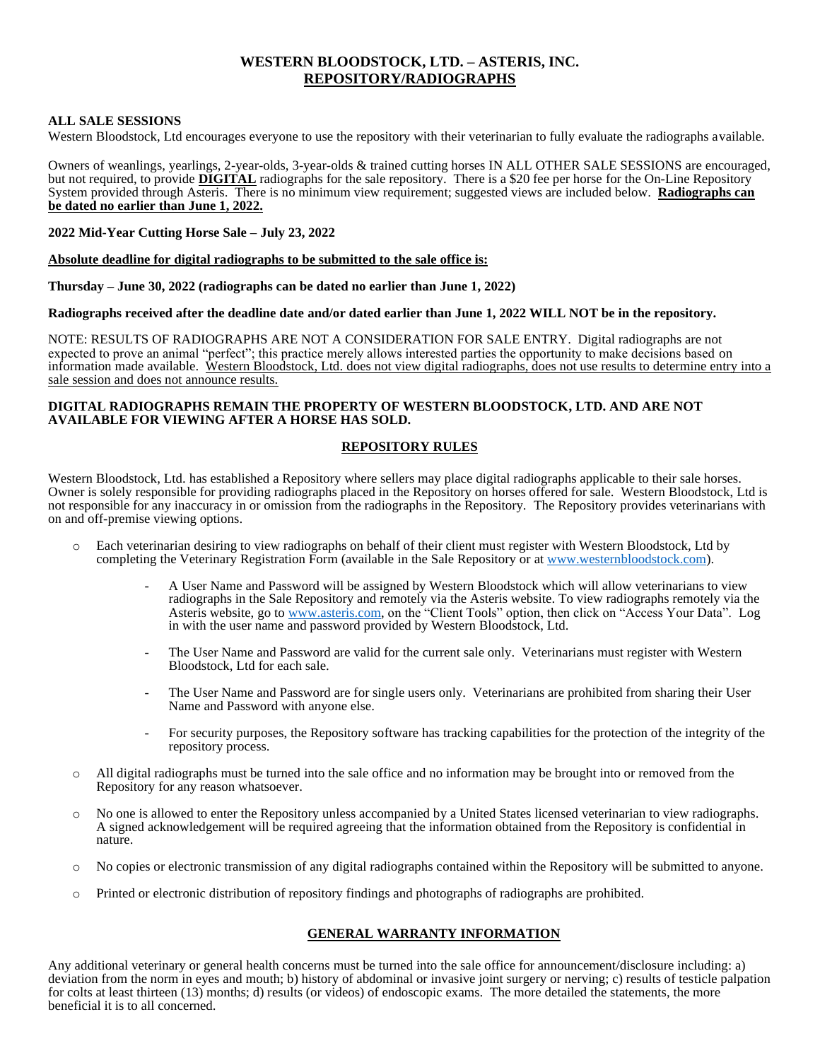# WESTERN BLOODSTOCK, LTD. – ASTERIS, INC.
## REPOSITORY/RADIOGRAPHS

**ALL SALE SESSIONS**

Western Bloodstock, Ltd encourages everyone to use the repository with their veterinarian to fully evaluate the radiographs available.

Owners of weanlings, yearlings, 2-year-olds, 3-year-olds & trained cutting horses IN ALL OTHER SALE SESSIONS are encouraged, but not required, to provide **DIGITAL** radiographs for the sale repository. There is a $20 fee per horse for the On-Line Repository System provided through Asteris. There is no minimum view requirement; suggested views are included below. **Radiographs can be dated no earlier than June 1, 2022.**

**2022 Mid-Year Cutting Horse Sale – July 23, 2022**

**Absolute deadline for digital radiographs to be submitted to the sale office is:**

**Thursday – June 30, 2022 (radiographs can be dated no earlier than June 1, 2022)**

**Radiographs received after the deadline date and/or dated earlier than June 1, 2022 WILL NOT be in the repository.**

NOTE: RESULTS OF RADIOGRAPHS ARE NOT A CONSIDERATION FOR SALE ENTRY. Digital radiographs are not expected to prove an animal "perfect"; this practice merely allows interested parties the opportunity to make decisions based on information made available. Western Bloodstock, Ltd. does not view digital radiographs, does not use results to determine entry into a sale session and does not announce results.

**DIGITAL RADIOGRAPHS REMAIN THE PROPERTY OF WESTERN BLOODSTOCK, LTD. AND ARE NOT AVAILABLE FOR VIEWING AFTER A HORSE HAS SOLD.**

## REPOSITORY RULES

Western Bloodstock, Ltd. has established a Repository where sellers may place digital radiographs applicable to their sale horses. Owner is solely responsible for providing radiographs placed in the Repository on horses offered for sale. Western Bloodstock, Ltd is not responsible for any inaccuracy in or omission from the radiographs in the Repository. The Repository provides veterinarians with on and off-premise viewing options.

- Each veterinarian desiring to view radiographs on behalf of their client must register with Western Bloodstock, Ltd by completing the Veterinary Registration Form (available in the Sale Repository or at www.westernbloodstock.com).
  - A User Name and Password will be assigned by Western Bloodstock which will allow veterinarians to view radiographs in the Sale Repository and remotely via the Asteris website. To view radiographs remotely via the Asteris website, go to www.asteris.com, on the "Client Tools" option, then click on "Access Your Data". Log in with the user name and password provided by Western Bloodstock, Ltd.
  - The User Name and Password are valid for the current sale only. Veterinarians must register with Western Bloodstock, Ltd for each sale.
  - The User Name and Password are for single users only. Veterinarians are prohibited from sharing their User Name and Password with anyone else.
  - For security purposes, the Repository software has tracking capabilities for the protection of the integrity of the repository process.
- All digital radiographs must be turned into the sale office and no information may be brought into or removed from the Repository for any reason whatsoever.
- No one is allowed to enter the Repository unless accompanied by a United States licensed veterinarian to view radiographs. A signed acknowledgement will be required agreeing that the information obtained from the Repository is confidential in nature.
- No copies or electronic transmission of any digital radiographs contained within the Repository will be submitted to anyone.
- Printed or electronic distribution of repository findings and photographs of radiographs are prohibited.

## GENERAL WARRANTY INFORMATION

Any additional veterinary or general health concerns must be turned into the sale office for announcement/disclosure including: a) deviation from the norm in eyes and mouth; b) history of abdominal or invasive joint surgery or nerving; c) results of testicle palpation for colts at least thirteen (13) months; d) results (or videos) of endoscopic exams. The more detailed the statements, the more beneficial it is to all concerned.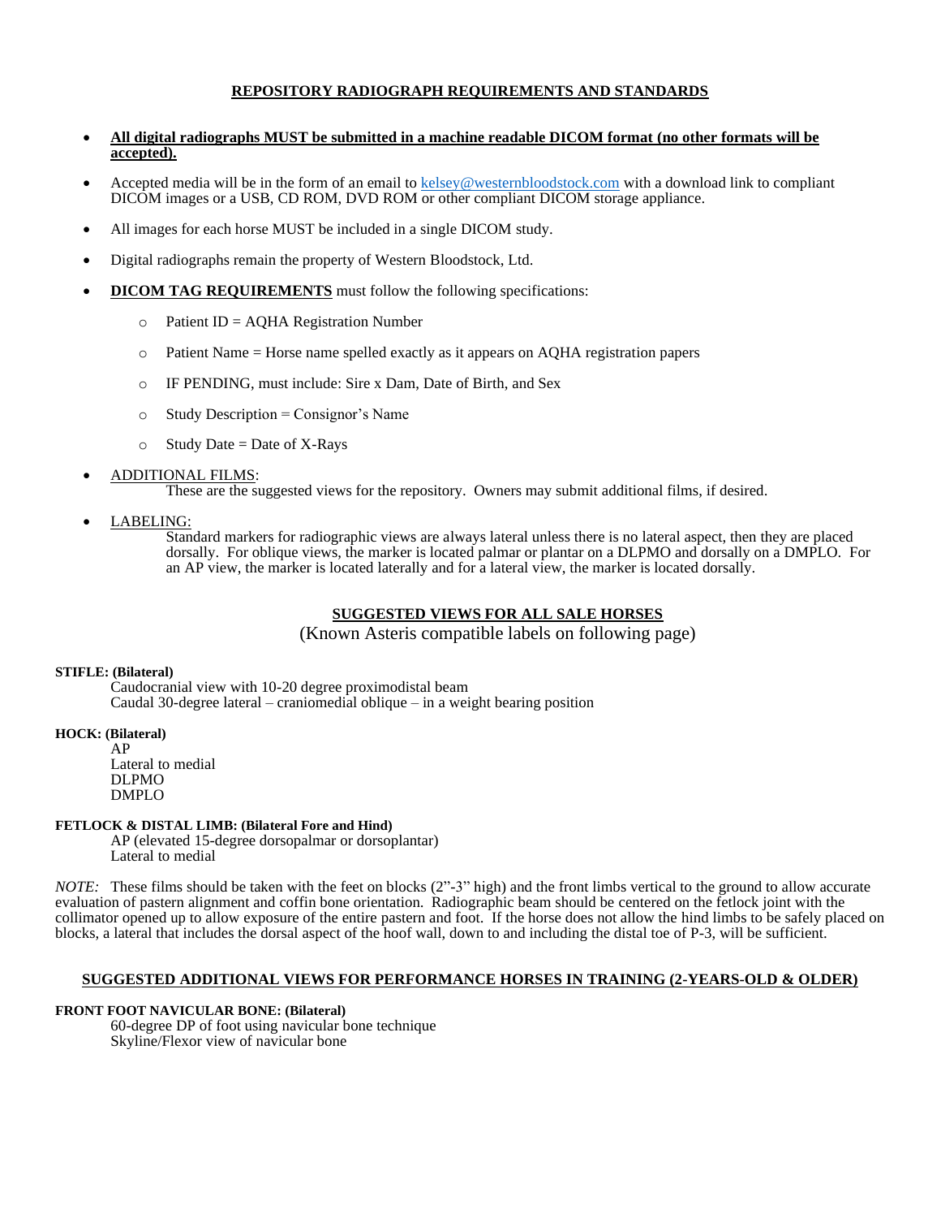## REPOSITORY RADIOGRAPH REQUIREMENTS AND STANDARDS

- **All digital radiographs MUST be submitted in a machine readable DICOM format (no other formats will be accepted).**
- Accepted media will be in the form of an email to kelsey@westernbloodstock.com with a download link to compliant DICOM images or a USB, CD ROM, DVD ROM or other compliant DICOM storage appliance.
- All images for each horse MUST be included in a single DICOM study.
- Digital radiographs remain the property of Western Bloodstock, Ltd.
- **DICOM TAG REQUIREMENTS** must follow the following specifications:
  - Patient ID = AQHA Registration Number
  - Patient Name = Horse name spelled exactly as it appears on AQHA registration papers
  - IF PENDING, must include: Sire x Dam, Date of Birth, and Sex
  - Study Description = Consignor's Name
  - Study Date = Date of X-Rays
- ADDITIONAL FILMS:
  These are the suggested views for the repository. Owners may submit additional films, if desired.
- LABELING:
  Standard markers for radiographic views are always lateral unless there is no lateral aspect, then they are placed dorsally. For oblique views, the marker is located palmar or plantar on a DLPMO and dorsally on a DMPLO. For an AP view, the marker is located laterally and for a lateral view, the marker is located dorsally.

## SUGGESTED VIEWS FOR ALL SALE HORSES

(Known Asteris compatible labels on following page)

**STIFLE: (Bilateral)**

Caudocranial view with 10-20 degree proximodistal beam
Caudal 30-degree lateral – craniomedial oblique – in a weight bearing position

**HOCK: (Bilateral)**

AP
Lateral to medial
DLPMO
DMPLO

**FETLOCK & DISTAL LIMB: (Bilateral Fore and Hind)**

AP (elevated 15-degree dorsopalmar or dorsoplantar)
Lateral to medial

*NOTE:* These films should be taken with the feet on blocks (2"-3" high) and the front limbs vertical to the ground to allow accurate evaluation of pastern alignment and coffin bone orientation. Radiographic beam should be centered on the fetlock joint with the collimator opened up to allow exposure of the entire pastern and foot. If the horse does not allow the hind limbs to be safely placed on blocks, a lateral that includes the dorsal aspect of the hoof wall, down to and including the distal toe of P-3, will be sufficient.

## SUGGESTED ADDITIONAL VIEWS FOR PERFORMANCE HORSES IN TRAINING (2-YEARS-OLD & OLDER)

**FRONT FOOT NAVICULAR BONE: (Bilateral)**

60-degree DP of foot using navicular bone technique
Skyline/Flexor view of navicular bone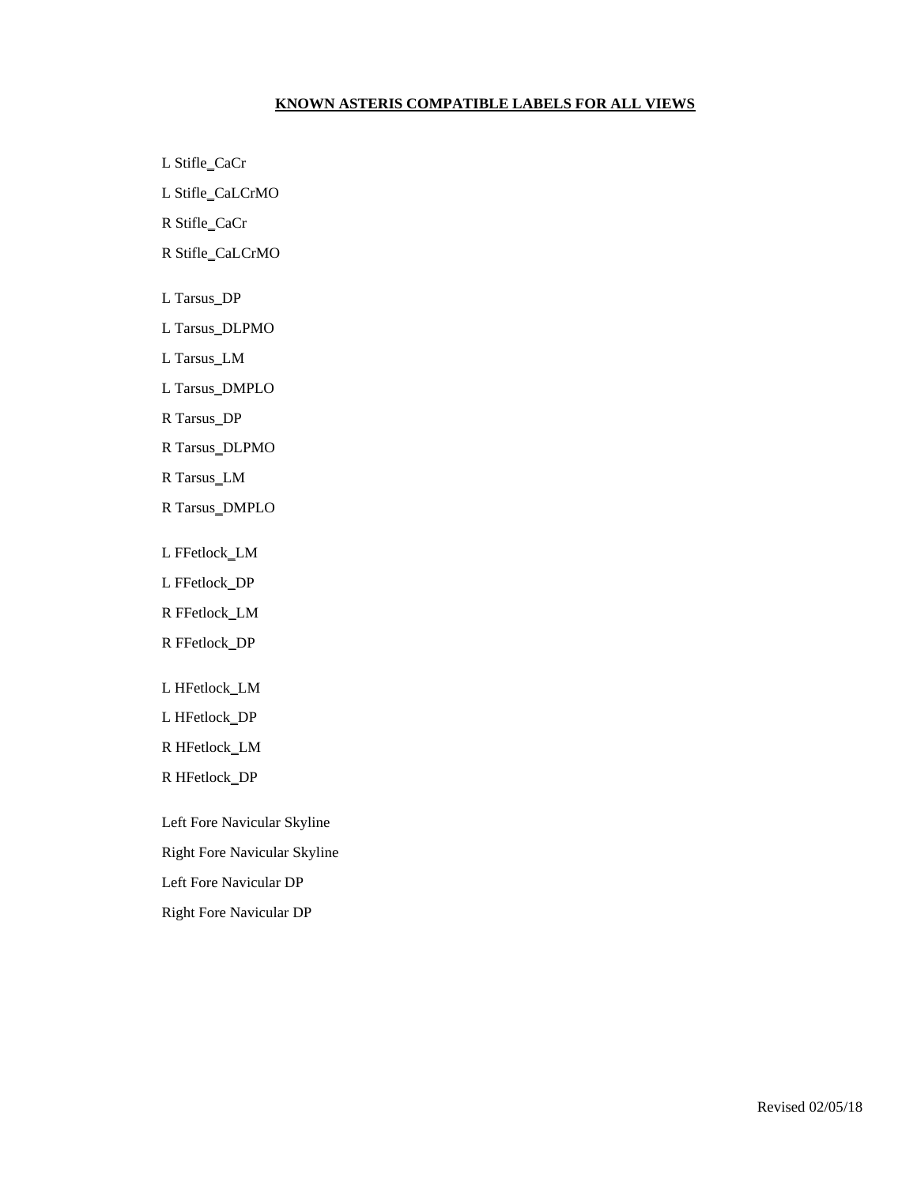**KNOWN ASTERIS COMPATIBLE LABELS FOR ALL VIEWS**

L Stifle_CaCr

L Stifle_CaLCrMO

R Stifle_CaCr

R Stifle_CaLCrMO

L Tarsus_DP

L Tarsus_DLPMO

L Tarsus_LM

L Tarsus_DMPLO

R Tarsus_DP

R Tarsus_DLPMO

R Tarsus_LM

R Tarsus_DMPLO

L FFetlock_LM

L FFetlock_DP

R FFetlock_LM

R FFetlock_DP

L HFetlock_LM

L HFetlock_DP

R HFetlock_LM

R HFetlock_DP

Left Fore Navicular Skyline

Right Fore Navicular Skyline

Left Fore Navicular DP

Right Fore Navicular DP

Revised 02/05/18